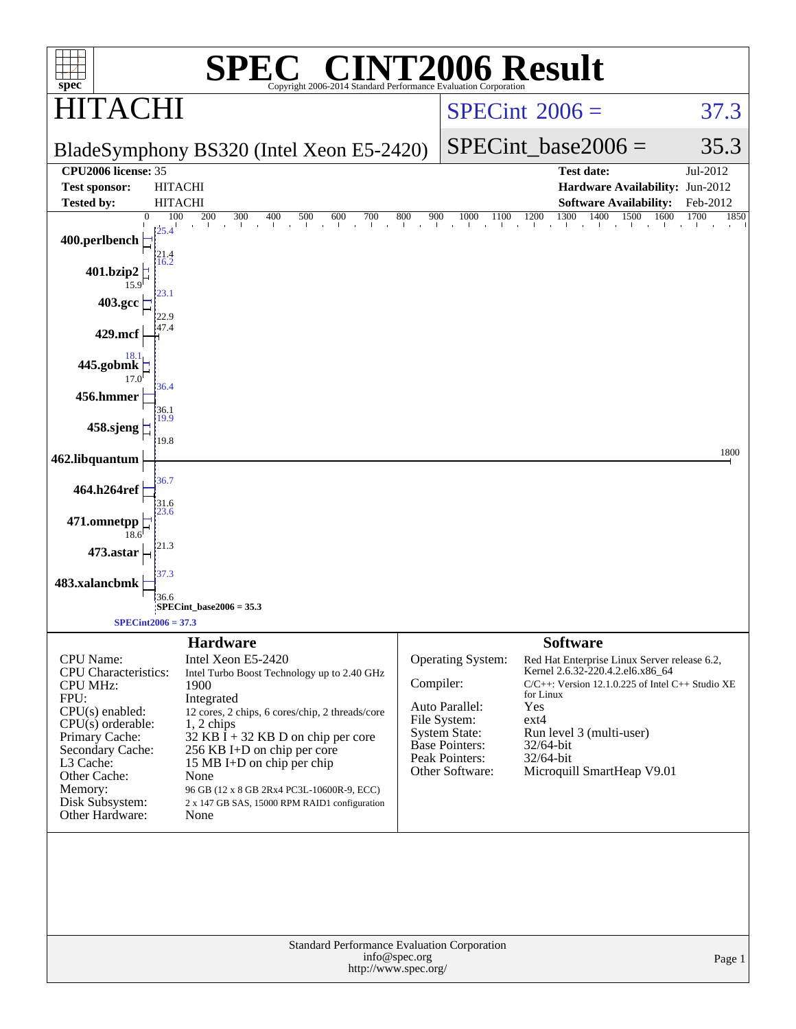# SPEC® CINT2006 Result

Copyright 2006-2014 Standard Performance Evaluation Corporation

## HITACHI

BladeSymphony BS320 (Intel Xeon E5-2420)

SPECint 2006 = 37.3

SPECint_base2006 = 35.3

| | | | |
|---|---|---|---|
| **CPU2006 license:** | 35 | **Test date:** | Jul-2012 |
| **Test sponsor:** | HITACHI | **Hardware Availability:** | Jun-2012 |
| **Tested by:** | HITACHI | **Software Availability:** | Feb-2012 |

| Benchmark | Peak | Base |
|---|---|---|
| 400.perlbench | 25.4 | 21.4 |
| 401.bzip2 | 16.2 | 15.9 |
| 403.gcc | 23.1 | 22.9 |
| 429.mcf | 47.4 | |
| 445.gobmk | 18.1 | 17.0 |
| 456.hmmer | 36.4 | 36.1 |
| 458.sjeng | 19.9 | 19.8 |
| 462.libquantum | 1800 | |
| 464.h264ref | 36.7 | 31.6 |
| 471.omnetpp | 23.6 | 18.6 |
| 473.astar | 21.3 | |
| 483.xalancbmk | 37.3 | 36.6 |

SPECint_base2006 = 35.3

SPECint2006 = 37.3

### Hardware

| | |
|---|---|
| CPU Name: | Intel Xeon E5-2420 |
| CPU Characteristics: | Intel Turbo Boost Technology up to 2.40 GHz |
| CPU MHz: | 1900 |
| FPU: | Integrated |
| CPU(s) enabled: | 12 cores, 2 chips, 6 cores/chip, 2 threads/core |
| CPU(s) orderable: | 1, 2 chips |
| Primary Cache: | 32 KB I + 32 KB D on chip per core |
| Secondary Cache: | 256 KB I+D on chip per core |
| L3 Cache: | 15 MB I+D on chip per chip |
| Other Cache: | None |
| Memory: | 96 GB (12 x 8 GB 2Rx4 PC3L-10600R-9, ECC) |
| Disk Subsystem: | 2 x 147 GB SAS, 15000 RPM RAID1 configuration |
| Other Hardware: | None |

### Software

| | |
|---|---|
| Operating System: | Red Hat Enterprise Linux Server release 6.2, Kernel 2.6.32-220.4.2.el6.x86_64 |
| Compiler: | C/C++: Version 12.1.0.225 of Intel C++ Studio XE for Linux |
| Auto Parallel: | Yes |
| File System: | ext4 |
| System State: | Run level 3 (multi-user) |
| Base Pointers: | 32/64-bit |
| Peak Pointers: | 32/64-bit |
| Other Software: | Microquill SmartHeap V9.01 |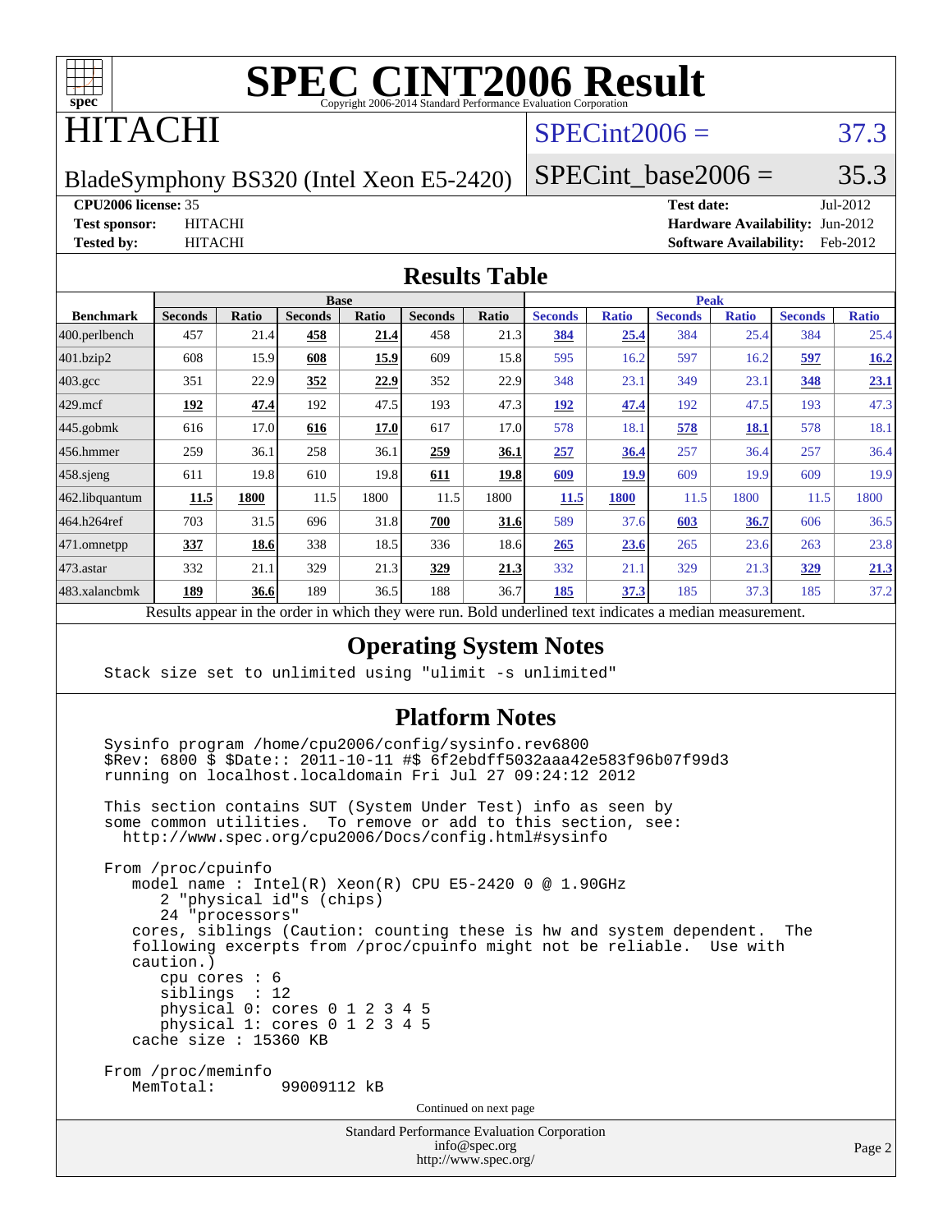# SPEC CINT2006 Result

Copyright 2006-2014 Standard Performance Evaluation Corporation

# HITACHI

BladeSymphony BS320 (Intel Xeon E5-2420)

SPECint2006 = 37.3

SPECint_base2006 = 35.3

**CPU2006 license:** 35
**Test sponsor:** HITACHI
**Tested by:** HITACHI

**Test date:** Jul-2012
**Hardware Availability:** Jun-2012
**Software Availability:** Feb-2012

## Results Table

| Benchmark | Base | | | | | | Peak | | | | | |
|---|---|---|---|---|---|---|---|---|---|---|---|---|
| | Seconds | Ratio | Seconds | Ratio | Seconds | Ratio | Seconds | Ratio | Seconds | Ratio | Seconds | Ratio |
| 400.perlbench | 457 | 21.4 | **458** | **21.4** | 458 | 21.3 | **384** | **25.4** | 384 | 25.4 | 384 | 25.4 |
| 401.bzip2 | 608 | 15.9 | **608** | **15.9** | 609 | 15.8 | 595 | 16.2 | 597 | 16.2 | **597** | **16.2** |
| 403.gcc | 351 | 22.9 | **352** | **22.9** | 352 | 22.9 | 348 | 23.1 | 349 | 23.1 | **348** | **23.1** |
| 429.mcf | **192** | **47.4** | 192 | 47.5 | 193 | 47.3 | **192** | **47.4** | 192 | 47.5 | 193 | 47.3 |
| 445.gobmk | 616 | 17.0 | **616** | **17.0** | 617 | 17.0 | 578 | 18.1 | **578** | **18.1** | 578 | 18.1 |
| 456.hmmer | 259 | 36.1 | 258 | 36.1 | **259** | **36.1** | **257** | **36.4** | 257 | 36.4 | 257 | 36.4 |
| 458.sjeng | 611 | 19.8 | 610 | 19.8 | **611** | **19.8** | **609** | **19.9** | 609 | 19.9 | 609 | 19.9 |
| 462.libquantum | **11.5** | **1800** | 11.5 | 1800 | 11.5 | 1800 | **11.5** | **1800** | 11.5 | 1800 | 11.5 | 1800 |
| 464.h264ref | 703 | 31.5 | 696 | 31.8 | **700** | **31.6** | 589 | 37.6 | **603** | **36.7** | 606 | 36.5 |
| 471.omnetpp | **337** | **18.6** | 338 | 18.5 | 336 | 18.6 | **265** | **23.6** | 265 | 23.6 | 263 | 23.8 |
| 473.astar | 332 | 21.1 | 329 | 21.3 | **329** | **21.3** | 332 | 21.1 | 329 | 21.3 | **329** | **21.3** |
| 483.xalancbmk | **189** | **36.6** | 189 | 36.5 | 188 | 36.7 | **185** | **37.3** | 185 | 37.3 | 185 | 37.2 |

Results appear in the order in which they were run. Bold underlined text indicates a median measurement.

## Operating System Notes

```
Stack size set to unlimited using "ulimit -s unlimited"
```

## Platform Notes

```
Sysinfo program /home/cpu2006/config/sysinfo.rev6800
$Rev: 6800 $ $Date:: 2011-10-11 #$ 6f2ebdff5032aaa42e583f96b07f99d3
running on localhost.localdomain Fri Jul 27 09:24:12 2012

This section contains SUT (System Under Test) info as seen by
some common utilities.  To remove or add to this section, see:
  http://www.spec.org/cpu2006/Docs/config.html#sysinfo

From /proc/cpuinfo
   model name : Intel(R) Xeon(R) CPU E5-2420 0 @ 1.90GHz
      2 "physical id"s (chips)
      24 "processors"
   cores, siblings (Caution: counting these is hw and system dependent.  The
   following excerpts from /proc/cpuinfo might not be reliable.  Use with
   caution.)
      cpu cores : 6
      siblings  : 12
      physical 0: cores 0 1 2 3 4 5
      physical 1: cores 0 1 2 3 4 5
   cache size : 15360 KB

From /proc/meminfo
   MemTotal:       99009112 kB
```

Continued on next page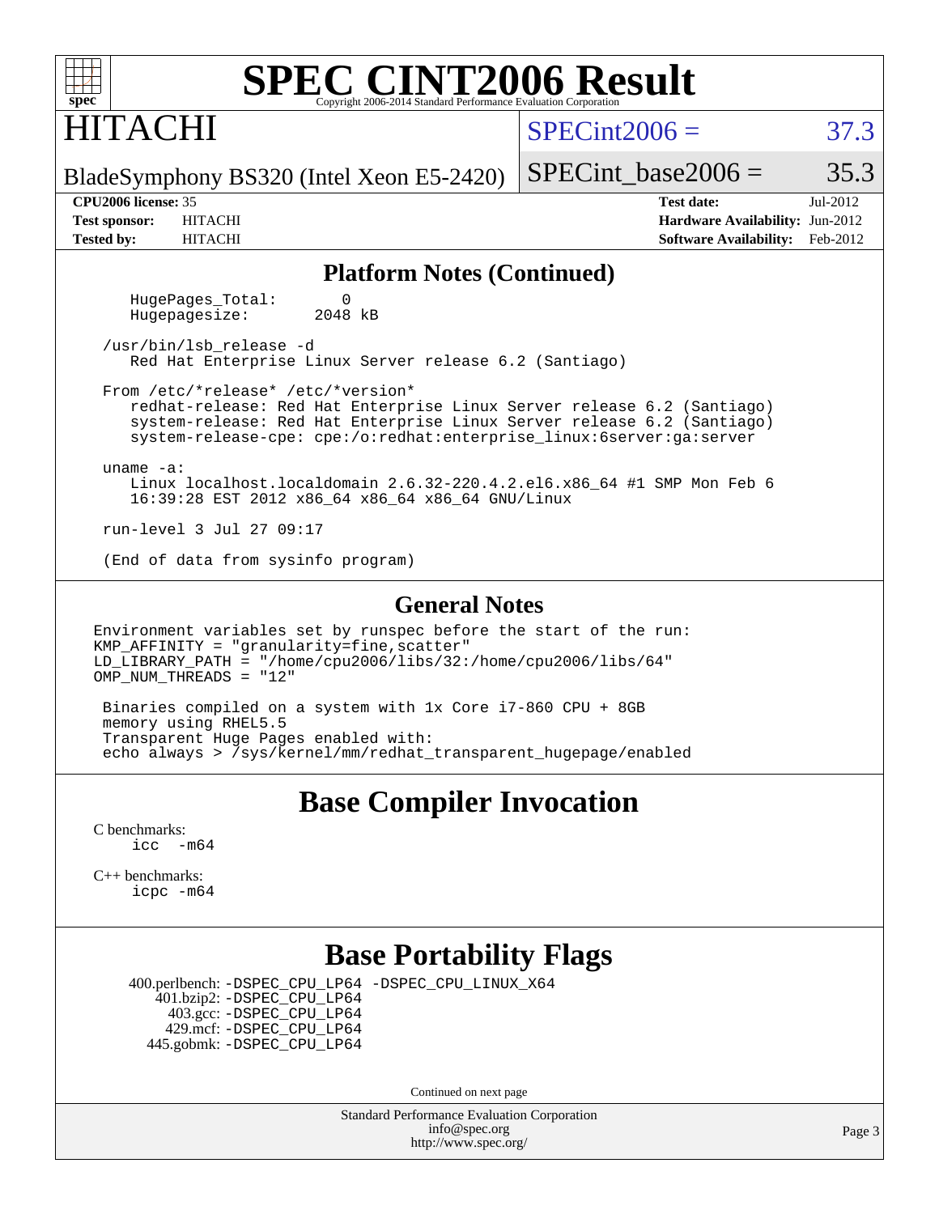# SPEC CINT2006 Result

Copyright 2006-2014 Standard Performance Evaluation Corporation

HITACHI

BladeSymphony BS320 (Intel Xeon E5-2420)

SPECint2006 = 37.3

SPECint_base2006 = 35.3

**CPU2006 license:** 35
**Test sponsor:** HITACHI
**Tested by:** HITACHI

**Test date:** Jul-2012
**Hardware Availability:** Jun-2012
**Software Availability:** Feb-2012

## Platform Notes (Continued)

```
     HugePages_Total:       0
     Hugepagesize:       2048 kB

  /usr/bin/lsb_release -d
     Red Hat Enterprise Linux Server release 6.2 (Santiago)

  From /etc/*release* /etc/*version*
     redhat-release: Red Hat Enterprise Linux Server release 6.2 (Santiago)
     system-release: Red Hat Enterprise Linux Server release 6.2 (Santiago)
     system-release-cpe: cpe:/o:redhat:enterprise_linux:6server:ga:server

  uname -a:
     Linux localhost.localdomain 2.6.32-220.4.2.el6.x86_64 #1 SMP Mon Feb 6
     16:39:28 EST 2012 x86_64 x86_64 x86_64 GNU/Linux

  run-level 3 Jul 27 09:17

  (End of data from sysinfo program)
```

## General Notes

```
Environment variables set by runspec before the start of the run:
KMP_AFFINITY = "granularity=fine,scatter"
LD_LIBRARY_PATH = "/home/cpu2006/libs/32:/home/cpu2006/libs/64"
OMP_NUM_THREADS = "12"

 Binaries compiled on a system with 1x Core i7-860 CPU + 8GB
 memory using RHEL5.5
 Transparent Huge Pages enabled with:
 echo always > /sys/kernel/mm/redhat_transparent_hugepage/enabled
```

## Base Compiler Invocation

C benchmarks:
```
icc  -m64
```

C++ benchmarks:
```
icpc -m64
```

## Base Portability Flags

```
  400.perlbench: -DSPEC_CPU_LP64 -DSPEC_CPU_LINUX_X64
      401.bzip2: -DSPEC_CPU_LP64
        403.gcc: -DSPEC_CPU_LP64
        429.mcf: -DSPEC_CPU_LP64
      445.gobmk: -DSPEC_CPU_LP64
```

Continued on next page

Standard Performance Evaluation Corporation
info@spec.org
http://www.spec.org/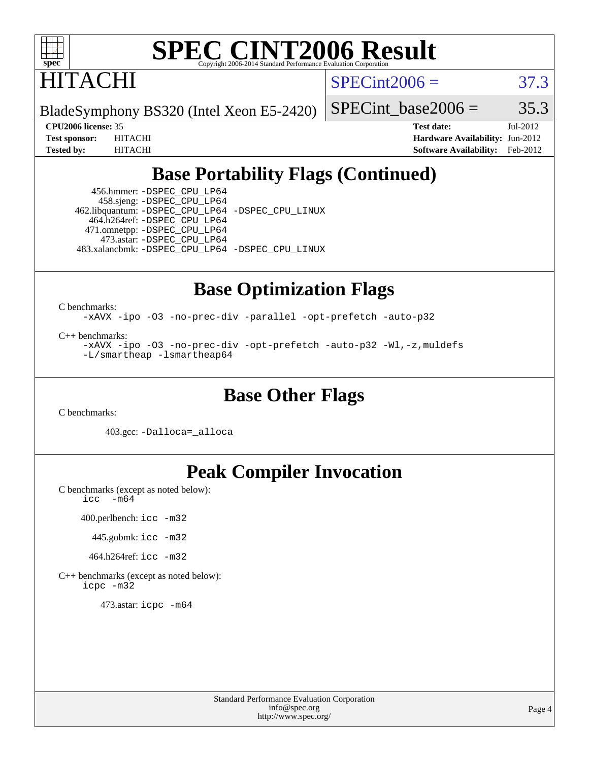# SPEC CINT2006 Result

Copyright 2006-2014 Standard Performance Evaluation Corporation

# HITACHI

BladeSymphony BS320 (Intel Xeon E5-2420)

SPECint2006 = 37.3

SPECint_base2006 = 35.3

**CPU2006 license:** 35
**Test sponsor:** HITACHI
**Tested by:** HITACHI

**Test date:** Jul-2012
**Hardware Availability:** Jun-2012
**Software Availability:** Feb-2012

## Base Portability Flags (Continued)

456.hmmer: `-DSPEC_CPU_LP64`
458.sjeng: `-DSPEC_CPU_LP64`
462.libquantum: `-DSPEC_CPU_LP64 -DSPEC_CPU_LINUX`
464.h264ref: `-DSPEC_CPU_LP64`
471.omnetpp: `-DSPEC_CPU_LP64`
473.astar: `-DSPEC_CPU_LP64`
483.xalancbmk: `-DSPEC_CPU_LP64 -DSPEC_CPU_LINUX`

## Base Optimization Flags

C benchmarks:

```
-xAVX -ipo -O3 -no-prec-div -parallel -opt-prefetch -auto-p32
```

C++ benchmarks:

```
-xAVX -ipo -O3 -no-prec-div -opt-prefetch -auto-p32 -Wl,-z,muldefs
-L/smartheap -lsmartheap64
```

## Base Other Flags

C benchmarks:

403.gcc: `-Dalloca=_alloca`

## Peak Compiler Invocation

C benchmarks (except as noted below):

```
icc -m64
```

400.perlbench: `icc -m32`

445.gobmk: `icc -m32`

464.h264ref: `icc -m32`

C++ benchmarks (except as noted below):

```
icpc -m32
```

473.astar: `icpc -m64`

Standard Performance Evaluation Corporation
info@spec.org
http://www.spec.org/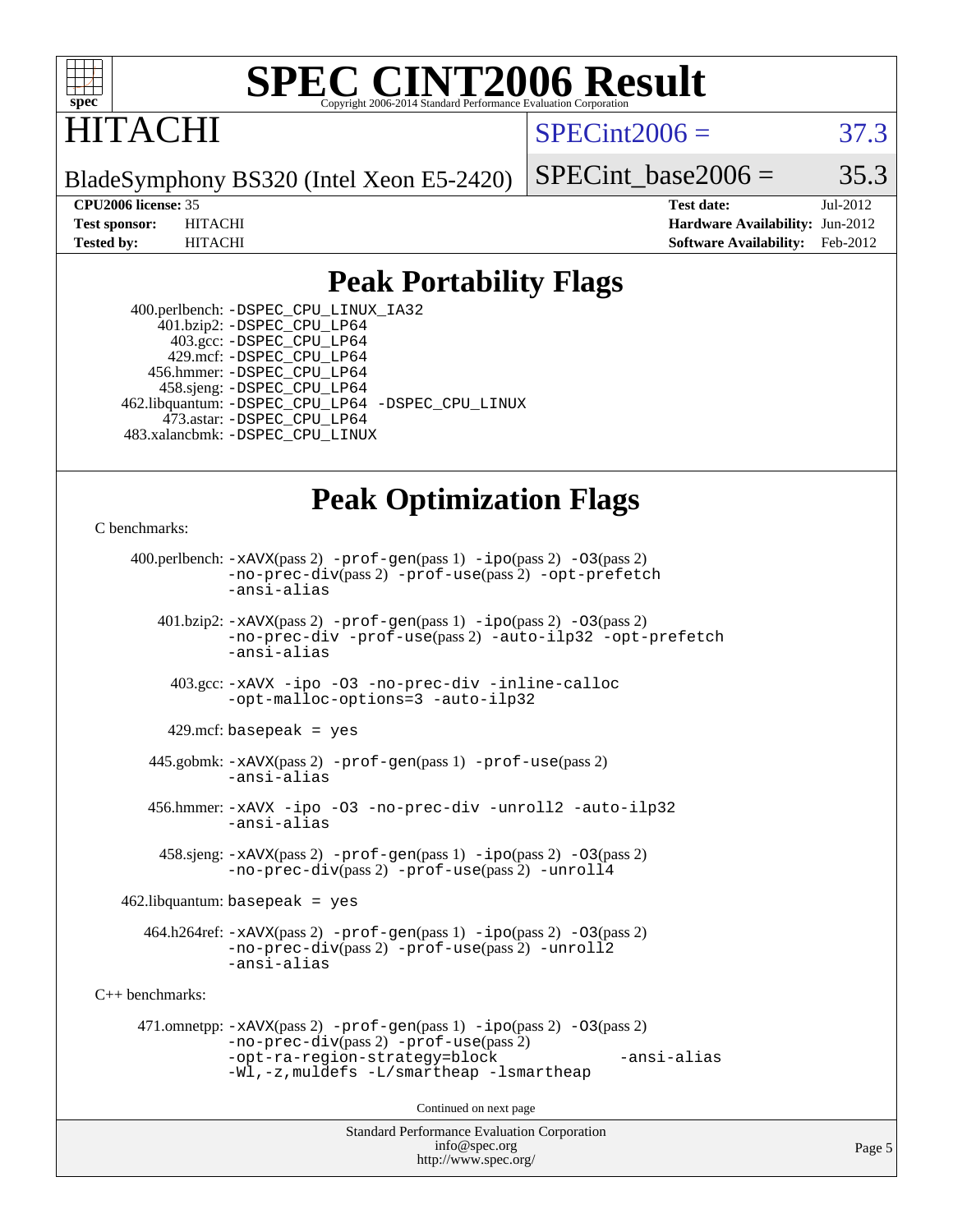# SPEC CINT2006 Result

Copyright 2006-2014 Standard Performance Evaluation Corporation

# HITACHI

BladeSymphony BS320 (Intel Xeon E5-2420)

SPECint2006 = 37.3

SPECint_base2006 = 35.3

**CPU2006 license:** 35
**Test sponsor:** HITACHI
**Tested by:** HITACHI

**Test date:** Jul-2012
**Hardware Availability:** Jun-2012
**Software Availability:** Feb-2012

## Peak Portability Flags

400.perlbench: -DSPEC_CPU_LINUX_IA32
401.bzip2: -DSPEC_CPU_LP64
403.gcc: -DSPEC_CPU_LP64
429.mcf: -DSPEC_CPU_LP64
456.hmmer: -DSPEC_CPU_LP64
458.sjeng: -DSPEC_CPU_LP64
462.libquantum: -DSPEC_CPU_LP64 -DSPEC_CPU_LINUX
473.astar: -DSPEC_CPU_LP64
483.xalancbmk: -DSPEC_CPU_LINUX

## Peak Optimization Flags

C benchmarks:

400.perlbench: -xAVX(pass 2) -prof-gen(pass 1) -ipo(pass 2) -O3(pass 2) -no-prec-div(pass 2) -prof-use(pass 2) -opt-prefetch -ansi-alias

401.bzip2: -xAVX(pass 2) -prof-gen(pass 1) -ipo(pass 2) -O3(pass 2) -no-prec-div -prof-use(pass 2) -auto-ilp32 -opt-prefetch -ansi-alias

403.gcc: -xAVX -ipo -O3 -no-prec-div -inline-calloc -opt-malloc-options=3 -auto-ilp32

429.mcf: basepeak = yes

445.gobmk: -xAVX(pass 2) -prof-gen(pass 1) -prof-use(pass 2) -ansi-alias

456.hmmer: -xAVX -ipo -O3 -no-prec-div -unroll2 -auto-ilp32 -ansi-alias

458.sjeng: -xAVX(pass 2) -prof-gen(pass 1) -ipo(pass 2) -O3(pass 2) -no-prec-div(pass 2) -prof-use(pass 2) -unroll4

462.libquantum: basepeak = yes

464.h264ref: -xAVX(pass 2) -prof-gen(pass 1) -ipo(pass 2) -O3(pass 2) -no-prec-div(pass 2) -prof-use(pass 2) -unroll2 -ansi-alias

C++ benchmarks:

471.omnetpp: -xAVX(pass 2) -prof-gen(pass 1) -ipo(pass 2) -O3(pass 2) -no-prec-div(pass 2) -prof-use(pass 2) -opt-ra-region-strategy=block -ansi-alias -Wl,-z,muldefs -L/smartheap -lsmartheap

Continued on next page

Standard Performance Evaluation Corporation
info@spec.org
http://www.spec.org/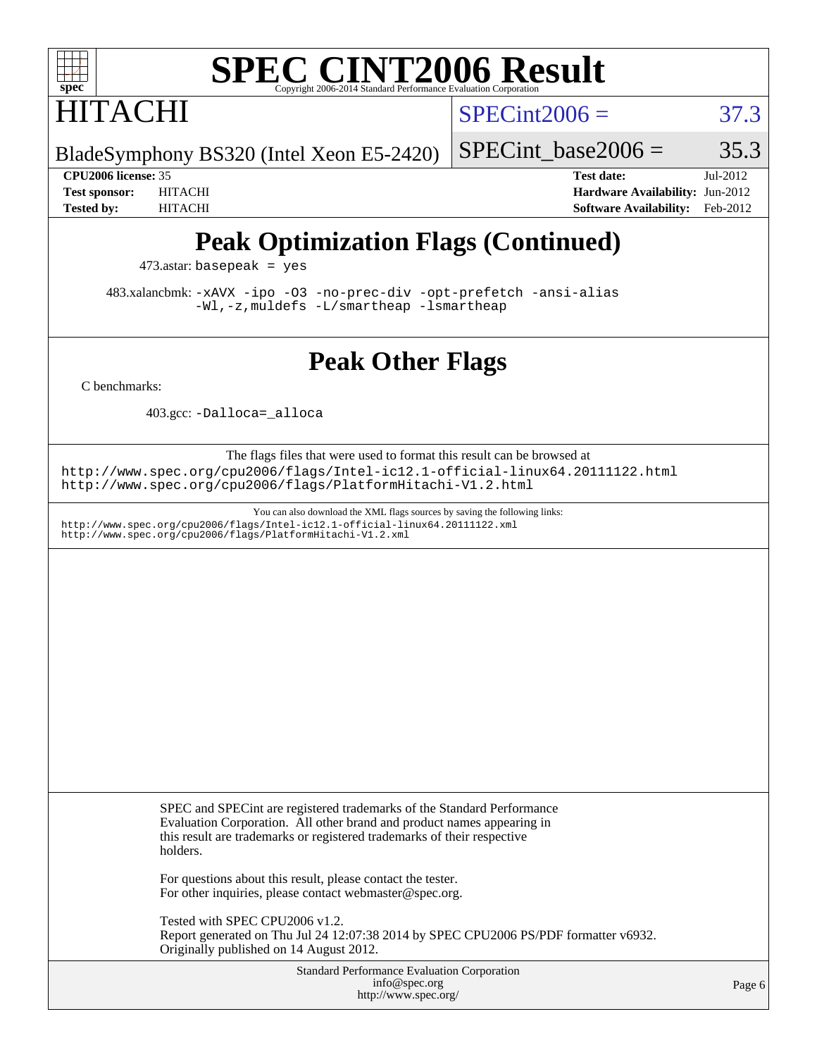# SPEC CINT2006 Result

Copyright 2006-2014 Standard Performance Evaluation Corporation

HITACHI

BladeSymphony BS320 (Intel Xeon E5-2420)

SPECint2006 = 37.3

SPECint_base2006 = 35.3

| | | | |
|---|---|---|---|
| **CPU2006 license:** 35 | | **Test date:** | Jul-2012 |
| **Test sponsor:** | HITACHI | **Hardware Availability:** | Jun-2012 |
| **Tested by:** | HITACHI | **Software Availability:** | Feb-2012 |

## Peak Optimization Flags (Continued)

473.astar: basepeak = yes

483.xalancbmk: -xAVX -ipo -O3 -no-prec-div -opt-prefetch -ansi-alias -Wl,-z,muldefs -L/smartheap -lsmartheap

## Peak Other Flags

C benchmarks:

403.gcc: -Dalloca=_alloca

The flags files that were used to format this result can be browsed at
http://www.spec.org/cpu2006/flags/Intel-ic12.1-official-linux64.20111122.html
http://www.spec.org/cpu2006/flags/PlatformHitachi-V1.2.html

You can also download the XML flags sources by saving the following links:
http://www.spec.org/cpu2006/flags/Intel-ic12.1-official-linux64.20111122.xml
http://www.spec.org/cpu2006/flags/PlatformHitachi-V1.2.xml

SPEC and SPECint are registered trademarks of the Standard Performance Evaluation Corporation. All other brand and product names appearing in this result are trademarks or registered trademarks of their respective holders.

For questions about this result, please contact the tester.
For other inquiries, please contact webmaster@spec.org.

Tested with SPEC CPU2006 v1.2.
Report generated on Thu Jul 24 12:07:38 2014 by SPEC CPU2006 PS/PDF formatter v6932.
Originally published on 14 August 2012.

Standard Performance Evaluation Corporation
info@spec.org
http://www.spec.org/